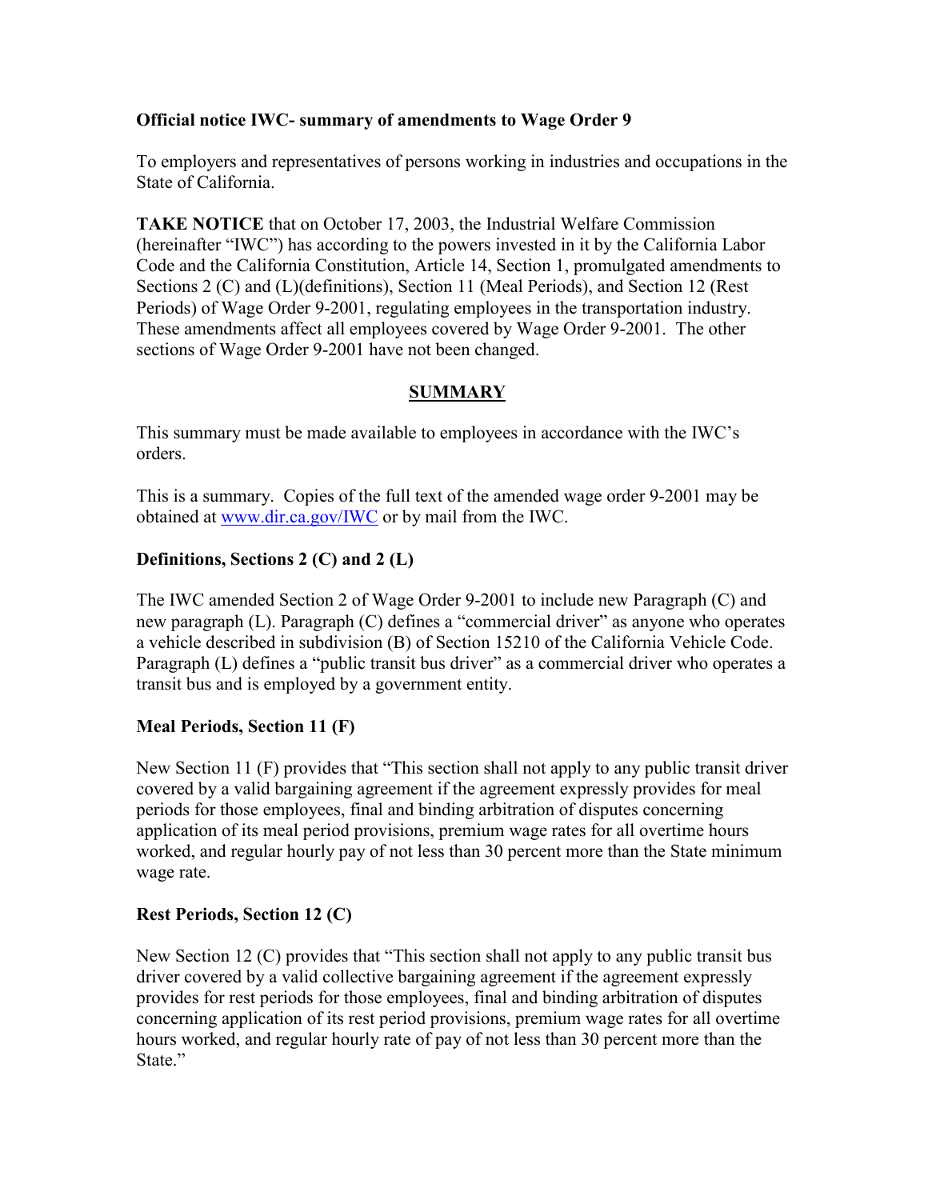**Official notice IWC- summary of amendments to Wage Order 9**

To employers and representatives of persons working in industries and occupations in the State of California.

**TAKE NOTICE** that on October 17, 2003, the Industrial Welfare Commission (hereinafter "IWC") has according to the powers invested in it by the California Labor Code and the California Constitution, Article 14, Section 1, promulgated amendments to Sections 2 (C) and (L)(definitions), Section 11 (Meal Periods), and Section 12 (Rest Periods) of Wage Order 9-2001, regulating employees in the transportation industry. These amendments affect all employees covered by Wage Order 9-2001. The other sections of Wage Order 9-2001 have not been changed.

## SUMMARY

This summary must be made available to employees in accordance with the IWC's orders.

This is a summary. Copies of the full text of the amended wage order 9-2001 may be obtained at www.dir.ca.gov/IWC or by mail from the IWC.

**Definitions, Sections 2 (C) and 2 (L)**

The IWC amended Section 2 of Wage Order 9-2001 to include new Paragraph (C) and new paragraph (L). Paragraph (C) defines a "commercial driver" as anyone who operates a vehicle described in subdivision (B) of Section 15210 of the California Vehicle Code. Paragraph (L) defines a "public transit bus driver" as a commercial driver who operates a transit bus and is employed by a government entity.

**Meal Periods, Section 11 (F)**

New Section 11 (F) provides that "This section shall not apply to any public transit driver covered by a valid bargaining agreement if the agreement expressly provides for meal periods for those employees, final and binding arbitration of disputes concerning application of its meal period provisions, premium wage rates for all overtime hours worked, and regular hourly pay of not less than 30 percent more than the State minimum wage rate.

**Rest Periods, Section 12 (C)**

New Section 12 (C) provides that "This section shall not apply to any public transit bus driver covered by a valid collective bargaining agreement if the agreement expressly provides for rest periods for those employees, final and binding arbitration of disputes concerning application of its rest period provisions, premium wage rates for all overtime hours worked, and regular hourly rate of pay of not less than 30 percent more than the State."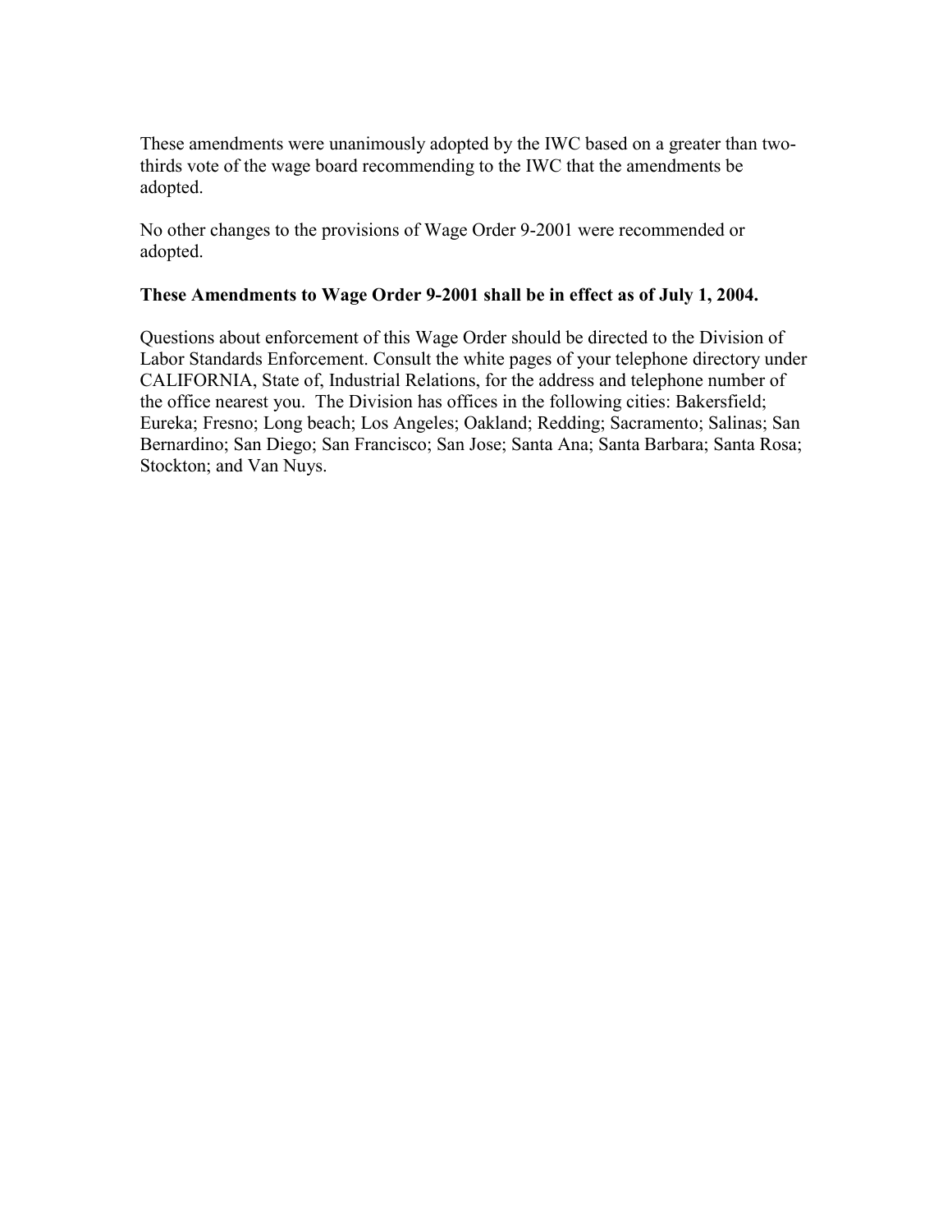These amendments were unanimously adopted by the IWC based on a greater than two-thirds vote of the wage board recommending to the IWC that the amendments be adopted.

No other changes to the provisions of Wage Order 9-2001 were recommended or adopted.

**These Amendments to Wage Order 9-2001 shall be in effect as of July 1, 2004.**

Questions about enforcement of this Wage Order should be directed to the Division of Labor Standards Enforcement. Consult the white pages of your telephone directory under CALIFORNIA, State of, Industrial Relations, for the address and telephone number of the office nearest you. The Division has offices in the following cities: Bakersfield; Eureka; Fresno; Long beach; Los Angeles; Oakland; Redding; Sacramento; Salinas; San Bernardino; San Diego; San Francisco; San Jose; Santa Ana; Santa Barbara; Santa Rosa; Stockton; and Van Nuys.